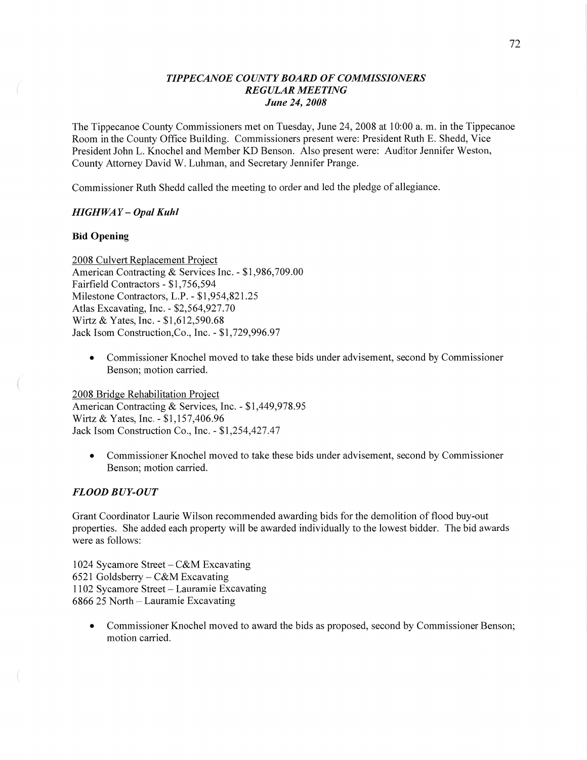# *TIPPECANOE COUNTY BOARD OF COMMISSIONERS*
## *REGULAR MEETING*
### *June 24, 2008*

The Tippecanoe County Commissioners met on Tuesday, June 24, 2008 at 10:00 a. m. in the Tippecanoe Room in the County Office Building. Commissioners present were: President Ruth E. Shedd, Vice President John L. Knochel and Member KD Benson. Also present were: Auditor Jennifer Weston, County Attorney David W. Luhman, and Secretary Jennifer Prange.

Commissioner Ruth Shedd called the meeting to order and led the pledge of allegiance.

### *HIGHWAY – Opal Kuhl*

**Bid Opening**

<u>2008 Culvert Replacement Project</u>
American Contracting & Services Inc. - $1,986,709.00
Fairfield Contractors - $1,756,594
Milestone Contractors, L.P. - $1,954,821.25
Atlas Excavating, Inc. - $2,564,927.70
Wirtz & Yates, Inc. - $1,612,590.68
Jack Isom Construction,Co., Inc. - $1,729,996.97

- Commissioner Knochel moved to take these bids under advisement, second by Commissioner Benson; motion carried.

<u>2008 Bridge Rehabilitation Project</u>
American Contracting & Services, Inc. - $1,449,978.95
Wirtz & Yates, Inc. - $1,157,406.96
Jack Isom Construction Co., Inc. - $1,254,427.47

- Commissioner Knochel moved to take these bids under advisement, second by Commissioner Benson; motion carried.

### *FLOOD BUY-OUT*

Grant Coordinator Laurie Wilson recommended awarding bids for the demolition of flood buy-out properties. She added each property will be awarded individually to the lowest bidder. The bid awards were as follows:

1024 Sycamore Street – C&M Excavating
6521 Goldsberry – C&M Excavating
1102 Sycamore Street – Lauramie Excavating
6866 25 North – Lauramie Excavating

- Commissioner Knochel moved to award the bids as proposed, second by Commissioner Benson; motion carried.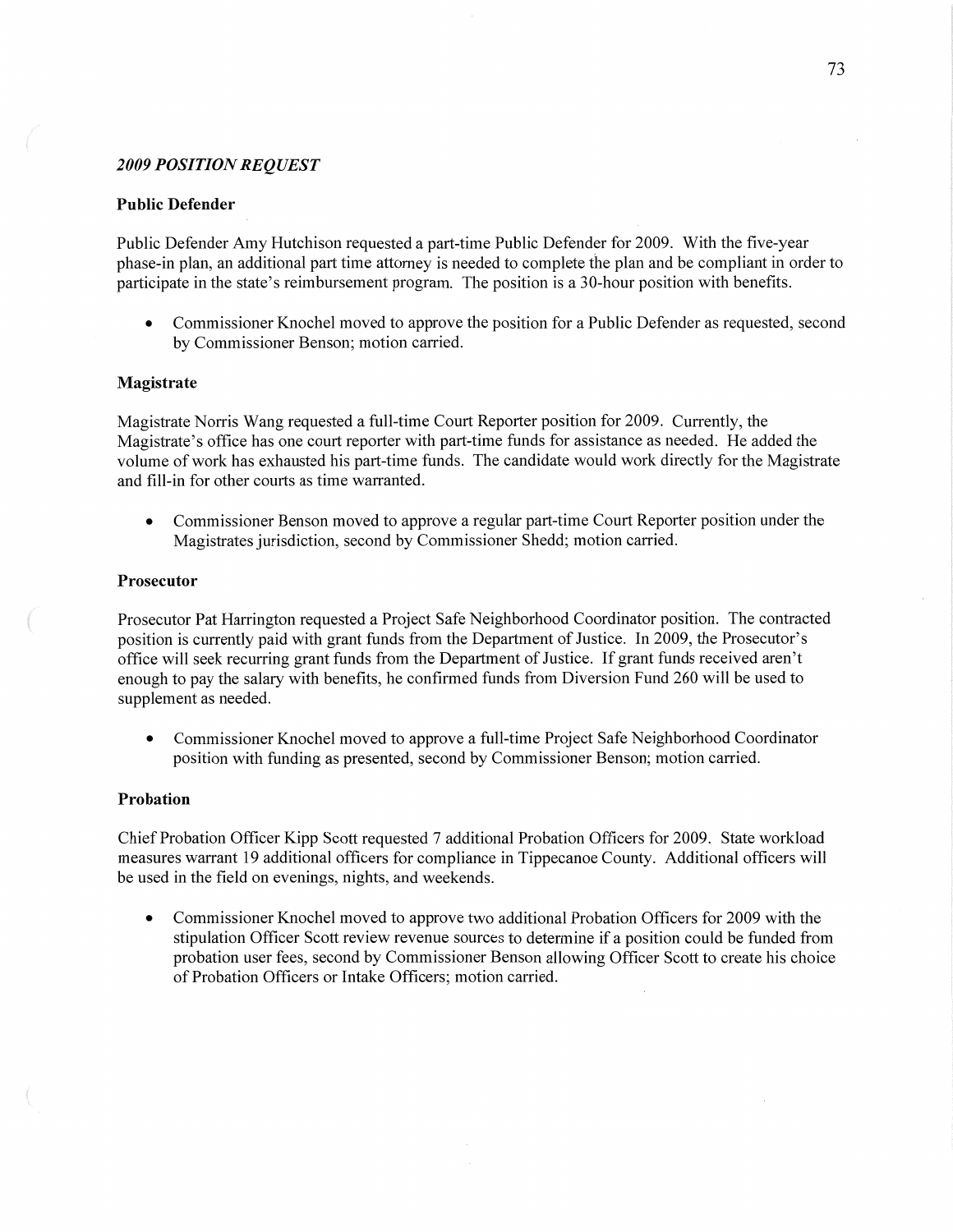### *2009 POSITION REQUEST*

**Public Defender**

Public Defender Amy Hutchison requested a part-time Public Defender for 2009. With the five-year phase-in plan, an additional part time attorney is needed to complete the plan and be compliant in order to participate in the state's reimbursement program. The position is a 30-hour position with benefits.

- Commissioner Knochel moved to approve the position for a Public Defender as requested, second by Commissioner Benson; motion carried.

**Magistrate**

Magistrate Norris Wang requested a full-time Court Reporter position for 2009. Currently, the Magistrate's office has one court reporter with part-time funds for assistance as needed. He added the volume of work has exhausted his part-time funds. The candidate would work directly for the Magistrate and fill-in for other courts as time warranted.

- Commissioner Benson moved to approve a regular part-time Court Reporter position under the Magistrates jurisdiction, second by Commissioner Shedd; motion carried.

**Prosecutor**

Prosecutor Pat Harrington requested a Project Safe Neighborhood Coordinator position. The contracted position is currently paid with grant funds from the Department of Justice. In 2009, the Prosecutor's office will seek recurring grant funds from the Department of Justice. If grant funds received aren't enough to pay the salary with benefits, he confirmed funds from Diversion Fund 260 will be used to supplement as needed.

- Commissioner Knochel moved to approve a full-time Project Safe Neighborhood Coordinator position with funding as presented, second by Commissioner Benson; motion carried.

**Probation**

Chief Probation Officer Kipp Scott requested 7 additional Probation Officers for 2009. State workload measures warrant 19 additional officers for compliance in Tippecanoe County. Additional officers will be used in the field on evenings, nights, and weekends.

- Commissioner Knochel moved to approve two additional Probation Officers for 2009 with the stipulation Officer Scott review revenue sources to determine if a position could be funded from probation user fees, second by Commissioner Benson allowing Officer Scott to create his choice of Probation Officers or Intake Officers; motion carried.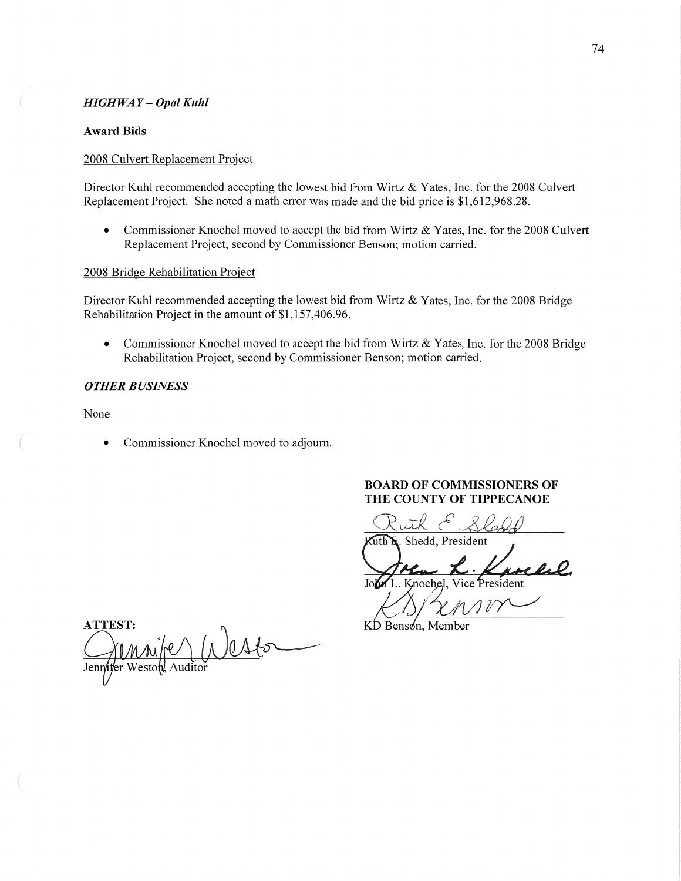### *HIGHWAY – Opal Kuhl*

**Award Bids**

2008 Culvert Replacement Project

Director Kuhl recommended accepting the lowest bid from Wirtz & Yates, Inc. for the 2008 Culvert Replacement Project. She noted a math error was made and the bid price is $1,612,968.28.

- Commissioner Knochel moved to accept the bid from Wirtz & Yates, Inc. for the 2008 Culvert Replacement Project, second by Commissioner Benson; motion carried.

2008 Bridge Rehabilitation Project

Director Kuhl recommended accepting the lowest bid from Wirtz & Yates, Inc. for the 2008 Bridge Rehabilitation Project in the amount of $1,157,406.96.

- Commissioner Knochel moved to accept the bid from Wirtz & Yates, Inc. for the 2008 Bridge Rehabilitation Project, second by Commissioner Benson; motion carried.

### *OTHER BUSINESS*

None

- Commissioner Knochel moved to adjourn.

**BOARD OF COMMISSIONERS OF THE COUNTY OF TIPPECANOE**

Ruth E. Shedd, President

John L. Knochel, Vice President

KD Benson, Member

**ATTEST:**

Jennifer Weston, Auditor